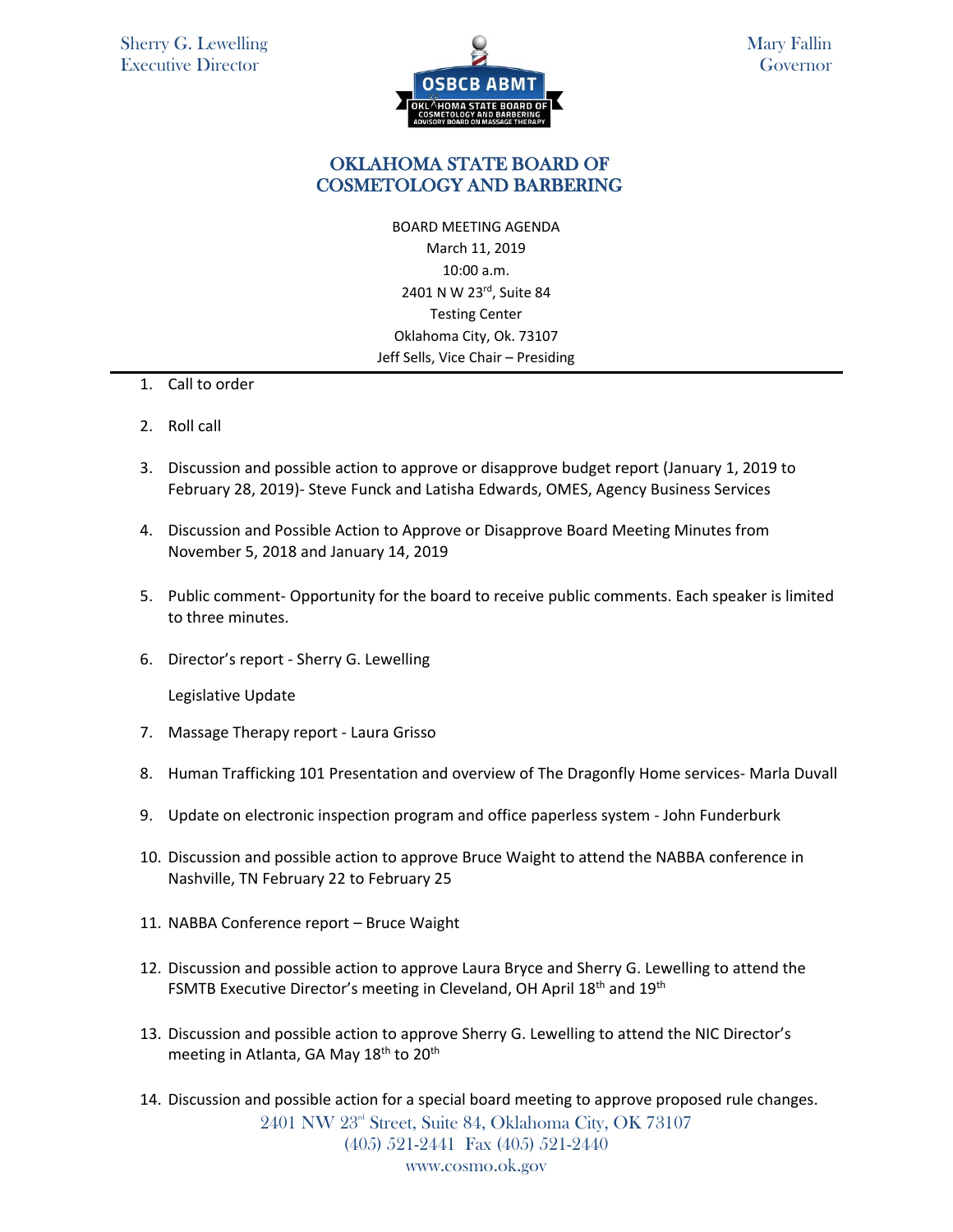Sherry G. Lewelling
Executive Director

Mary Fallin
Governor

# OKLAHOMA STATE BOARD OF COSMETOLOGY AND BARBERING

BOARD MEETING AGENDA
March 11, 2019
10:00 a.m.
2401 N W 23rd, Suite 84
Testing Center
Oklahoma City, Ok. 73107
Jeff Sells, Vice Chair – Presiding

---

1. Call to order

2. Roll call

3. Discussion and possible action to approve or disapprove budget report (January 1, 2019 to February 28, 2019)- Steve Funck and Latisha Edwards, OMES, Agency Business Services

4. Discussion and Possible Action to Approve or Disapprove Board Meeting Minutes from November 5, 2018 and January 14, 2019

5. Public comment- Opportunity for the board to receive public comments. Each speaker is limited to three minutes.

6. Director's report - Sherry G. Lewelling

   Legislative Update

7. Massage Therapy report - Laura Grisso

8. Human Trafficking 101 Presentation and overview of The Dragonfly Home services- Marla Duvall

9. Update on electronic inspection program and office paperless system - John Funderburk

10. Discussion and possible action to approve Bruce Waight to attend the NABBA conference in Nashville, TN February 22 to February 25

11. NABBA Conference report – Bruce Waight

12. Discussion and possible action to approve Laura Bryce and Sherry G. Lewelling to attend the FSMTB Executive Director's meeting in Cleveland, OH April 18th and 19th

13. Discussion and possible action to approve Sherry G. Lewelling to attend the NIC Director's meeting in Atlanta, GA May 18th to 20th

14. Discussion and possible action for a special board meeting to approve proposed rule changes.

2401 NW 23rd Street, Suite 84, Oklahoma City, OK 73107
(405) 521-2441 Fax (405) 521-2440
www.cosmo.ok.gov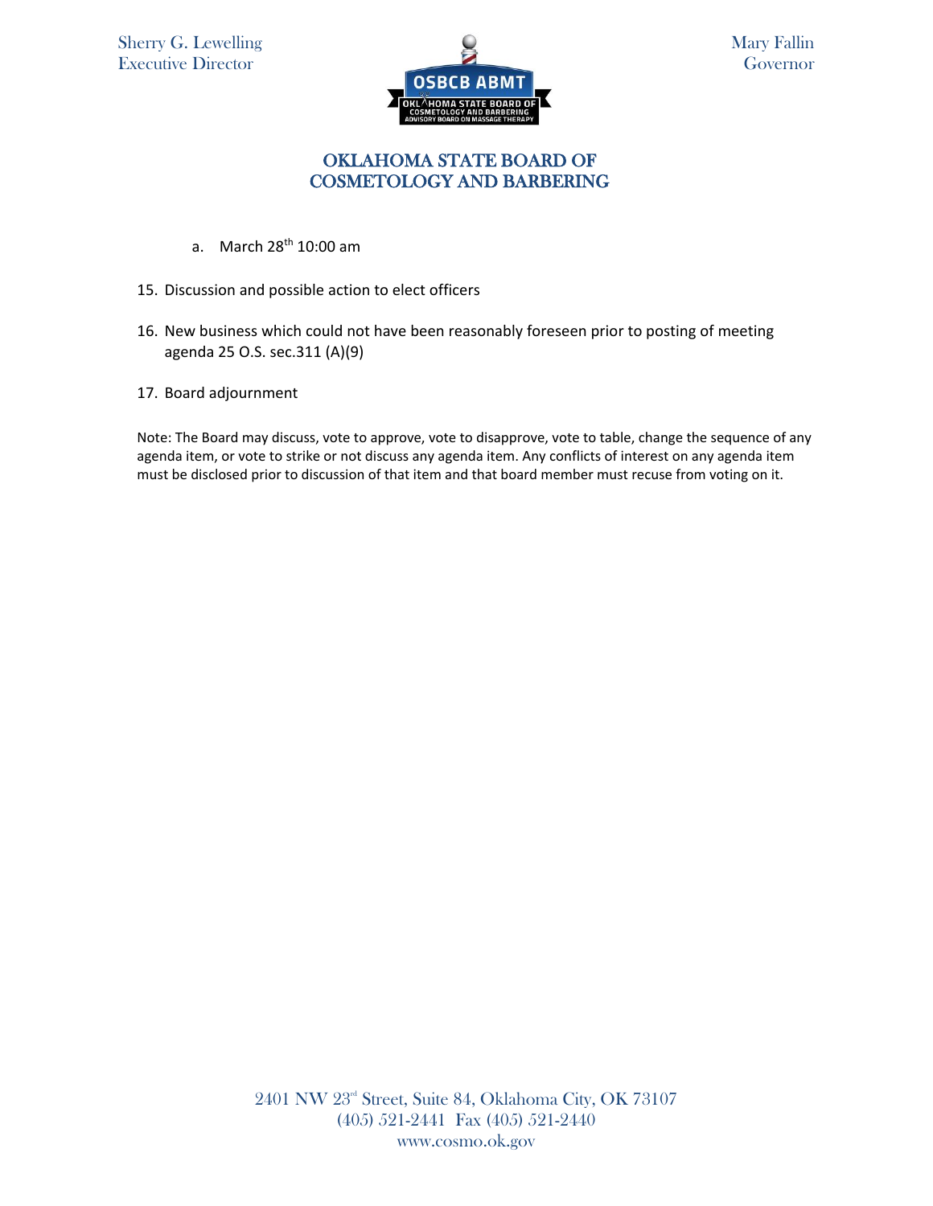Sherry G. Lewelling
Executive Director

Mary Fallin
Governor

# OKLAHOMA STATE BOARD OF COSMETOLOGY AND BARBERING

   a. March 28th 10:00 am

15. Discussion and possible action to elect officers

16. New business which could not have been reasonably foreseen prior to posting of meeting agenda 25 O.S. sec.311 (A)(9)

17. Board adjournment

Note: The Board may discuss, vote to approve, vote to disapprove, vote to table, change the sequence of any agenda item, or vote to strike or not discuss any agenda item. Any conflicts of interest on any agenda item must be disclosed prior to discussion of that item and that board member must recuse from voting on it.

2401 NW 23rd Street, Suite 84, Oklahoma City, OK 73107
(405) 521-2441 Fax (405) 521-2440
www.cosmo.ok.gov